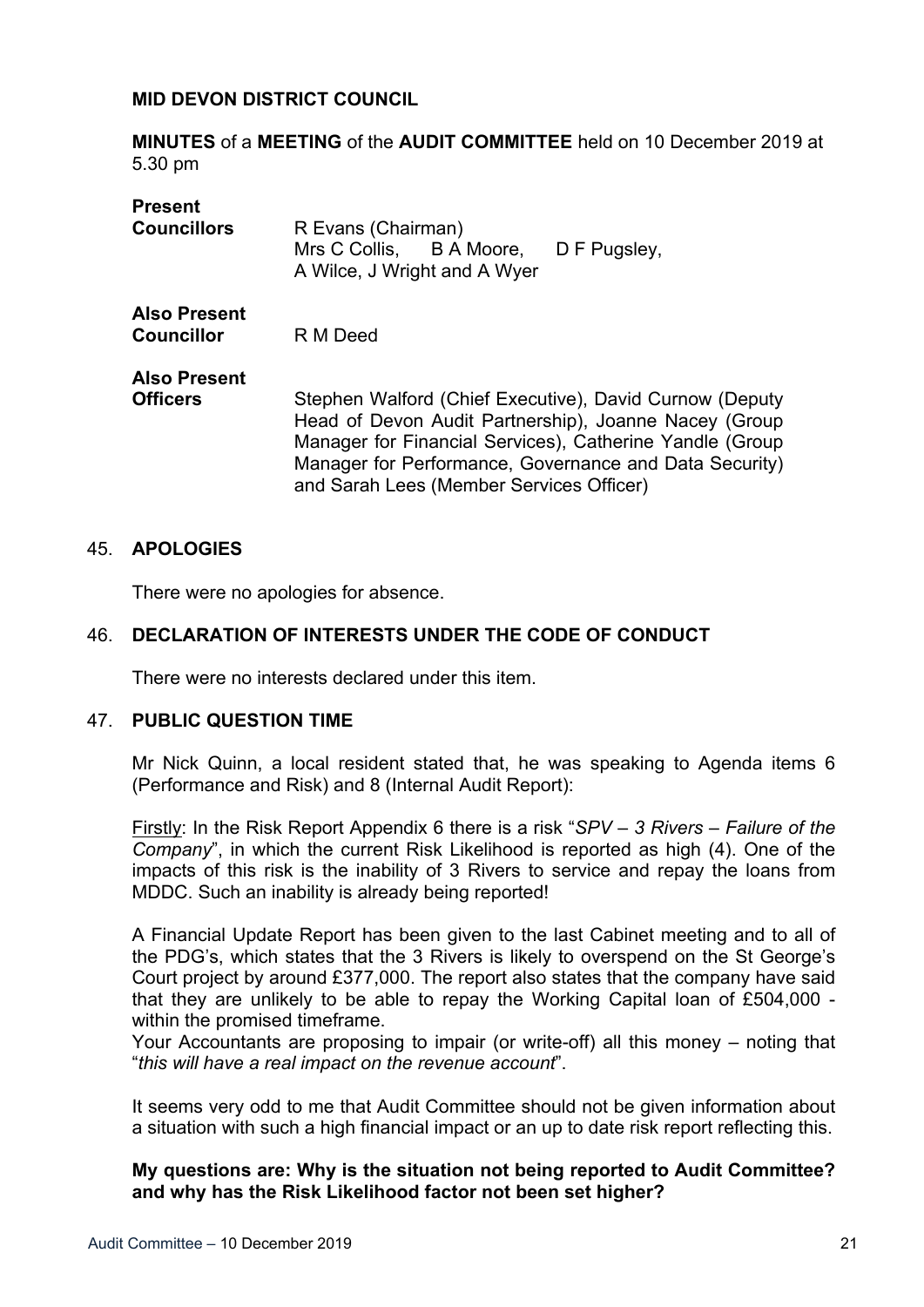**MID DEVON DISTRICT COUNCIL**

**MINUTES** of a **MEETING** of the **AUDIT COMMITTEE** held on 10 December 2019 at 5.30 pm

**Present**

**Councillors** R Evans (Chairman)
Mrs C Collis, B A Moore, D F Pugsley, A Wilce, J Wright and A Wyer

**Also Present**

**Councillor** R M Deed

**Also Present**

**Officers** Stephen Walford (Chief Executive), David Curnow (Deputy Head of Devon Audit Partnership), Joanne Nacey (Group Manager for Financial Services), Catherine Yandle (Group Manager for Performance, Governance and Data Security) and Sarah Lees (Member Services Officer)

## 45. APOLOGIES

There were no apologies for absence.

## 46. DECLARATION OF INTERESTS UNDER THE CODE OF CONDUCT

There were no interests declared under this item.

## 47. PUBLIC QUESTION TIME

Mr Nick Quinn, a local resident stated that, he was speaking to Agenda items 6 (Performance and Risk) and 8 (Internal Audit Report):

Firstly: In the Risk Report Appendix 6 there is a risk "*SPV – 3 Rivers – Failure of the Company*", in which the current Risk Likelihood is reported as high (4). One of the impacts of this risk is the inability of 3 Rivers to service and repay the loans from MDDC. Such an inability is already being reported!

A Financial Update Report has been given to the last Cabinet meeting and to all of the PDG's, which states that the 3 Rivers is likely to overspend on the St George's Court project by around £377,000. The report also states that the company have said that they are unlikely to be able to repay the Working Capital loan of £504,000 - within the promised timeframe.

Your Accountants are proposing to impair (or write-off) all this money – noting that "*this will have a real impact on the revenue account*".

It seems very odd to me that Audit Committee should not be given information about a situation with such a high financial impact or an up to date risk report reflecting this.

**My questions are: Why is the situation not being reported to Audit Committee? and why has the Risk Likelihood factor not been set higher?**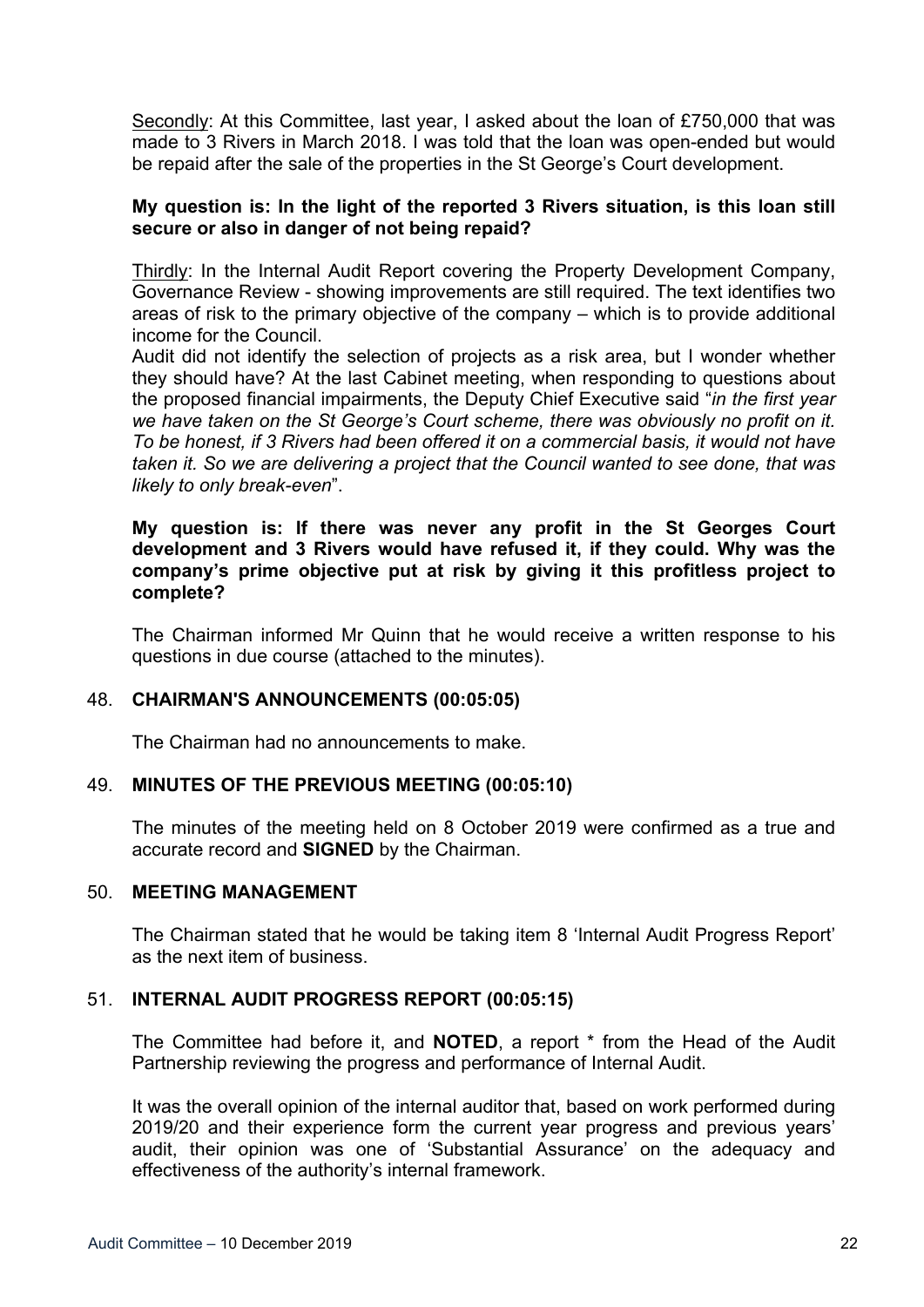Secondly: At this Committee, last year, I asked about the loan of £750,000 that was made to 3 Rivers in March 2018. I was told that the loan was open-ended but would be repaid after the sale of the properties in the St George's Court development.

**My question is: In the light of the reported 3 Rivers situation, is this loan still secure or also in danger of not being repaid?**

Thirdly: In the Internal Audit Report covering the Property Development Company, Governance Review - showing improvements are still required. The text identifies two areas of risk to the primary objective of the company – which is to provide additional income for the Council.

Audit did not identify the selection of projects as a risk area, but I wonder whether they should have? At the last Cabinet meeting, when responding to questions about the proposed financial impairments, the Deputy Chief Executive said "*in the first year we have taken on the St George's Court scheme, there was obviously no profit on it. To be honest, if 3 Rivers had been offered it on a commercial basis, it would not have taken it. So we are delivering a project that the Council wanted to see done, that was likely to only break-even*".

**My question is: If there was never any profit in the St Georges Court development and 3 Rivers would have refused it, if they could. Why was the company's prime objective put at risk by giving it this profitless project to complete?**

The Chairman informed Mr Quinn that he would receive a written response to his questions in due course (attached to the minutes).

## 48. CHAIRMAN'S ANNOUNCEMENTS (00:05:05)

The Chairman had no announcements to make.

## 49. MINUTES OF THE PREVIOUS MEETING (00:05:10)

The minutes of the meeting held on 8 October 2019 were confirmed as a true and accurate record and **SIGNED** by the Chairman.

## 50. MEETING MANAGEMENT

The Chairman stated that he would be taking item 8 'Internal Audit Progress Report' as the next item of business.

## 51. INTERNAL AUDIT PROGRESS REPORT (00:05:15)

The Committee had before it, and **NOTED**, a report * from the Head of the Audit Partnership reviewing the progress and performance of Internal Audit.

It was the overall opinion of the internal auditor that, based on work performed during 2019/20 and their experience form the current year progress and previous years' audit, their opinion was one of 'Substantial Assurance' on the adequacy and effectiveness of the authority's internal framework.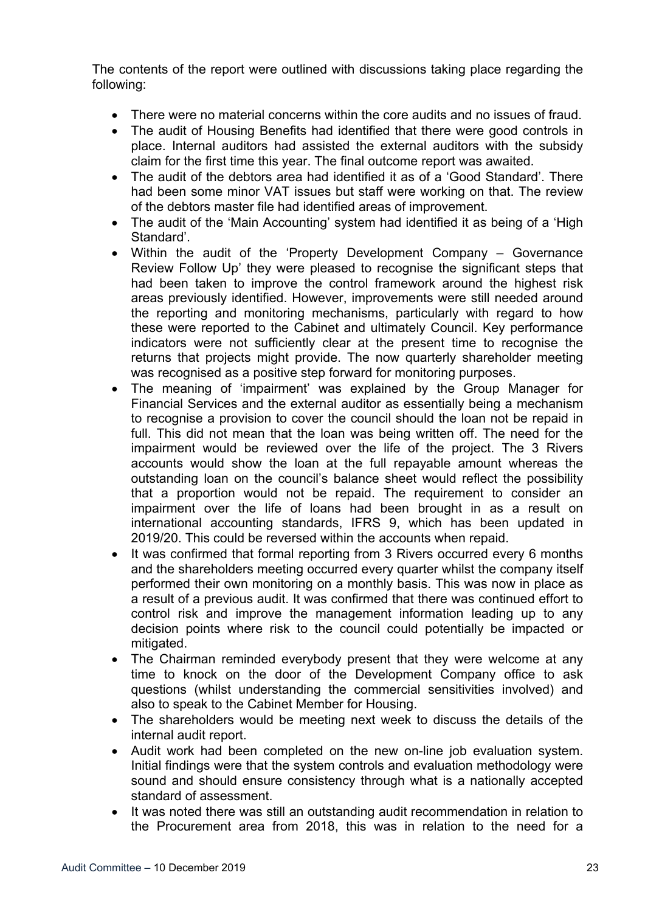The contents of the report were outlined with discussions taking place regarding the following:

- There were no material concerns within the core audits and no issues of fraud.
- The audit of Housing Benefits had identified that there were good controls in place. Internal auditors had assisted the external auditors with the subsidy claim for the first time this year. The final outcome report was awaited.
- The audit of the debtors area had identified it as of a 'Good Standard'. There had been some minor VAT issues but staff were working on that. The review of the debtors master file had identified areas of improvement.
- The audit of the 'Main Accounting' system had identified it as being of a 'High Standard'.
- Within the audit of the 'Property Development Company – Governance Review Follow Up' they were pleased to recognise the significant steps that had been taken to improve the control framework around the highest risk areas previously identified. However, improvements were still needed around the reporting and monitoring mechanisms, particularly with regard to how these were reported to the Cabinet and ultimately Council. Key performance indicators were not sufficiently clear at the present time to recognise the returns that projects might provide. The now quarterly shareholder meeting was recognised as a positive step forward for monitoring purposes.
- The meaning of 'impairment' was explained by the Group Manager for Financial Services and the external auditor as essentially being a mechanism to recognise a provision to cover the council should the loan not be repaid in full. This did not mean that the loan was being written off. The need for the impairment would be reviewed over the life of the project. The 3 Rivers accounts would show the loan at the full repayable amount whereas the outstanding loan on the council's balance sheet would reflect the possibility that a proportion would not be repaid. The requirement to consider an impairment over the life of loans had been brought in as a result on international accounting standards, IFRS 9, which has been updated in 2019/20. This could be reversed within the accounts when repaid.
- It was confirmed that formal reporting from 3 Rivers occurred every 6 months and the shareholders meeting occurred every quarter whilst the company itself performed their own monitoring on a monthly basis. This was now in place as a result of a previous audit. It was confirmed that there was continued effort to control risk and improve the management information leading up to any decision points where risk to the council could potentially be impacted or mitigated.
- The Chairman reminded everybody present that they were welcome at any time to knock on the door of the Development Company office to ask questions (whilst understanding the commercial sensitivities involved) and also to speak to the Cabinet Member for Housing.
- The shareholders would be meeting next week to discuss the details of the internal audit report.
- Audit work had been completed on the new on-line job evaluation system. Initial findings were that the system controls and evaluation methodology were sound and should ensure consistency through what is a nationally accepted standard of assessment.
- It was noted there was still an outstanding audit recommendation in relation to the Procurement area from 2018, this was in relation to the need for a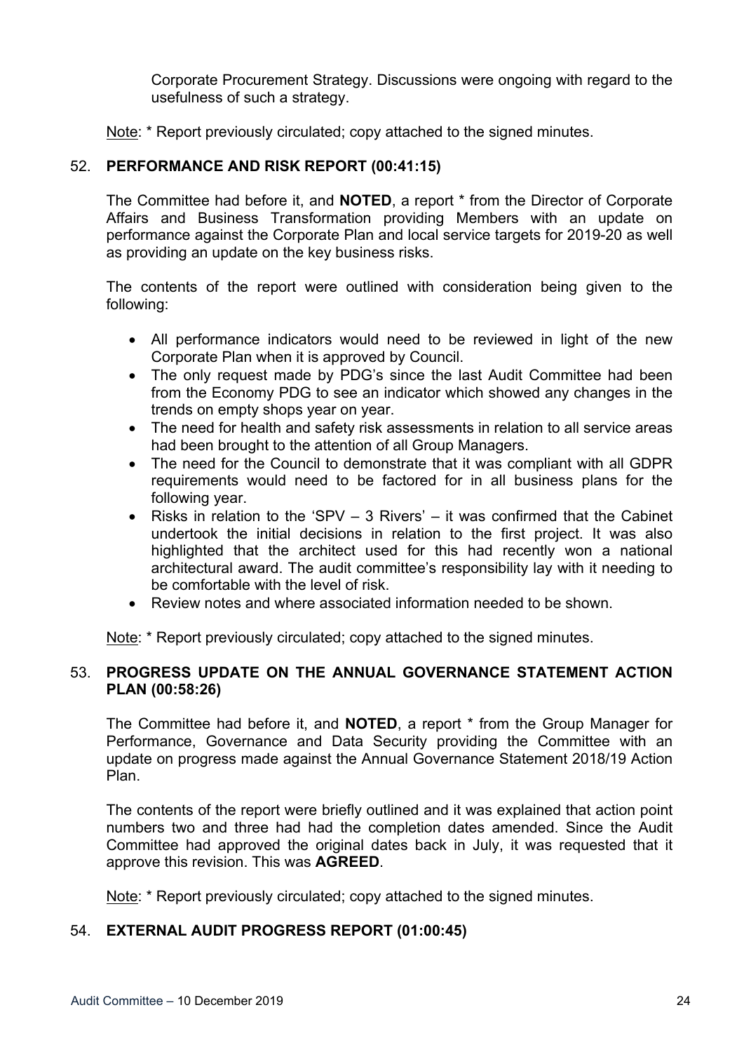Corporate Procurement Strategy. Discussions were ongoing with regard to the usefulness of such a strategy.

Note: * Report previously circulated; copy attached to the signed minutes.

## 52. PERFORMANCE AND RISK REPORT (00:41:15)

The Committee had before it, and **NOTED**, a report * from the Director of Corporate Affairs and Business Transformation providing Members with an update on performance against the Corporate Plan and local service targets for 2019-20 as well as providing an update on the key business risks.

The contents of the report were outlined with consideration being given to the following:

- All performance indicators would need to be reviewed in light of the new Corporate Plan when it is approved by Council.
- The only request made by PDG's since the last Audit Committee had been from the Economy PDG to see an indicator which showed any changes in the trends on empty shops year on year.
- The need for health and safety risk assessments in relation to all service areas had been brought to the attention of all Group Managers.
- The need for the Council to demonstrate that it was compliant with all GDPR requirements would need to be factored for in all business plans for the following year.
- Risks in relation to the 'SPV – 3 Rivers' – it was confirmed that the Cabinet undertook the initial decisions in relation to the first project. It was also highlighted that the architect used for this had recently won a national architectural award. The audit committee's responsibility lay with it needing to be comfortable with the level of risk.
- Review notes and where associated information needed to be shown.

Note: * Report previously circulated; copy attached to the signed minutes.

## 53. PROGRESS UPDATE ON THE ANNUAL GOVERNANCE STATEMENT ACTION PLAN (00:58:26)

The Committee had before it, and **NOTED**, a report * from the Group Manager for Performance, Governance and Data Security providing the Committee with an update on progress made against the Annual Governance Statement 2018/19 Action Plan.

The contents of the report were briefly outlined and it was explained that action point numbers two and three had had the completion dates amended. Since the Audit Committee had approved the original dates back in July, it was requested that it approve this revision. This was **AGREED**.

Note: * Report previously circulated; copy attached to the signed minutes.

## 54. EXTERNAL AUDIT PROGRESS REPORT (01:00:45)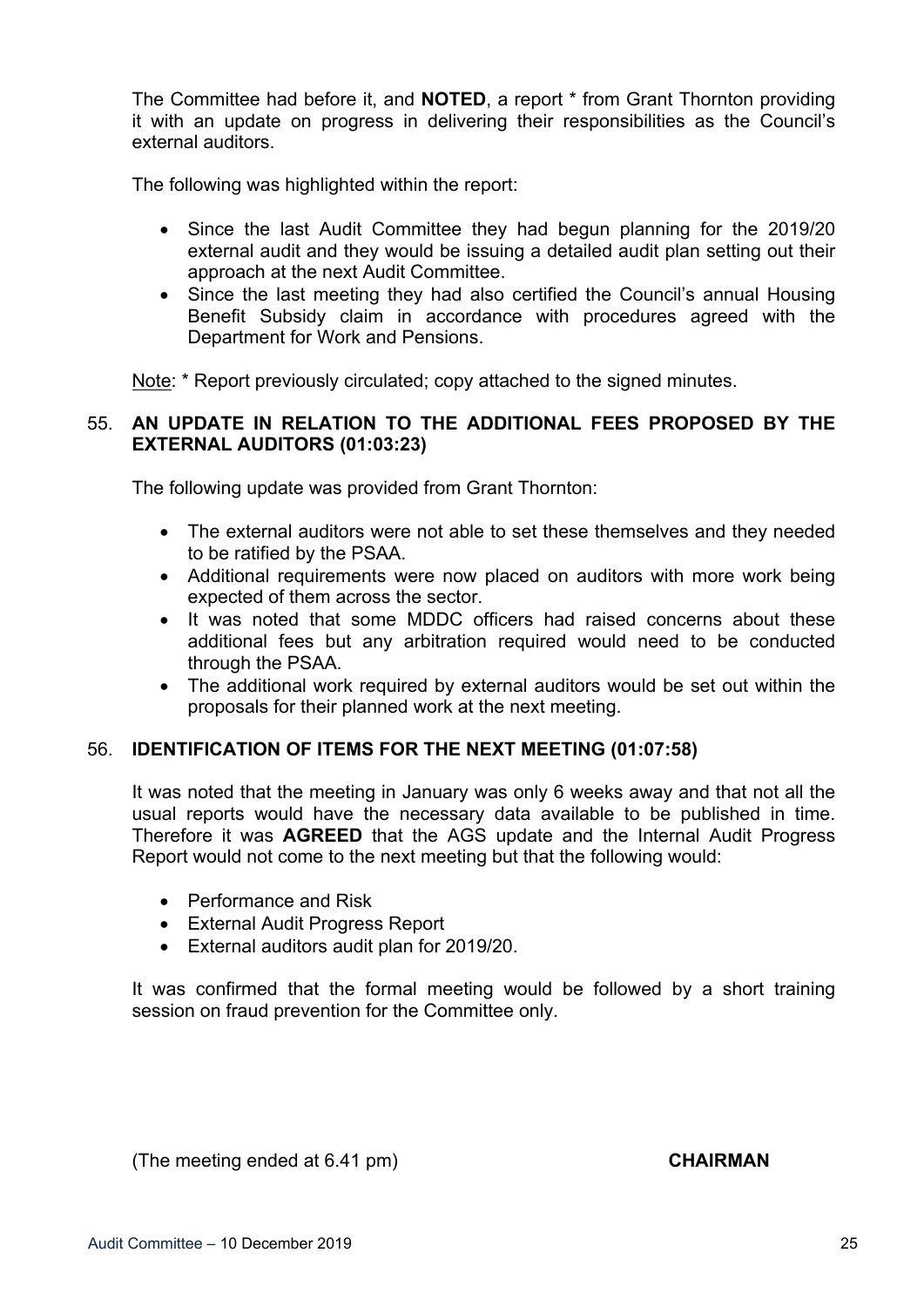The Committee had before it, and **NOTED**, a report * from Grant Thornton providing it with an update on progress in delivering their responsibilities as the Council's external auditors.

The following was highlighted within the report:

- Since the last Audit Committee they had begun planning for the 2019/20 external audit and they would be issuing a detailed audit plan setting out their approach at the next Audit Committee.
- Since the last meeting they had also certified the Council's annual Housing Benefit Subsidy claim in accordance with procedures agreed with the Department for Work and Pensions.

Note: * Report previously circulated; copy attached to the signed minutes.

## 55. AN UPDATE IN RELATION TO THE ADDITIONAL FEES PROPOSED BY THE EXTERNAL AUDITORS (01:03:23)

The following update was provided from Grant Thornton:

- The external auditors were not able to set these themselves and they needed to be ratified by the PSAA.
- Additional requirements were now placed on auditors with more work being expected of them across the sector.
- It was noted that some MDDC officers had raised concerns about these additional fees but any arbitration required would need to be conducted through the PSAA.
- The additional work required by external auditors would be set out within the proposals for their planned work at the next meeting.

## 56. IDENTIFICATION OF ITEMS FOR THE NEXT MEETING (01:07:58)

It was noted that the meeting in January was only 6 weeks away and that not all the usual reports would have the necessary data available to be published in time. Therefore it was **AGREED** that the AGS update and the Internal Audit Progress Report would not come to the next meeting but that the following would:

- Performance and Risk
- External Audit Progress Report
- External auditors audit plan for 2019/20.

It was confirmed that the formal meeting would be followed by a short training session on fraud prevention for the Committee only.

(The meeting ended at 6.41 pm) **CHAIRMAN**